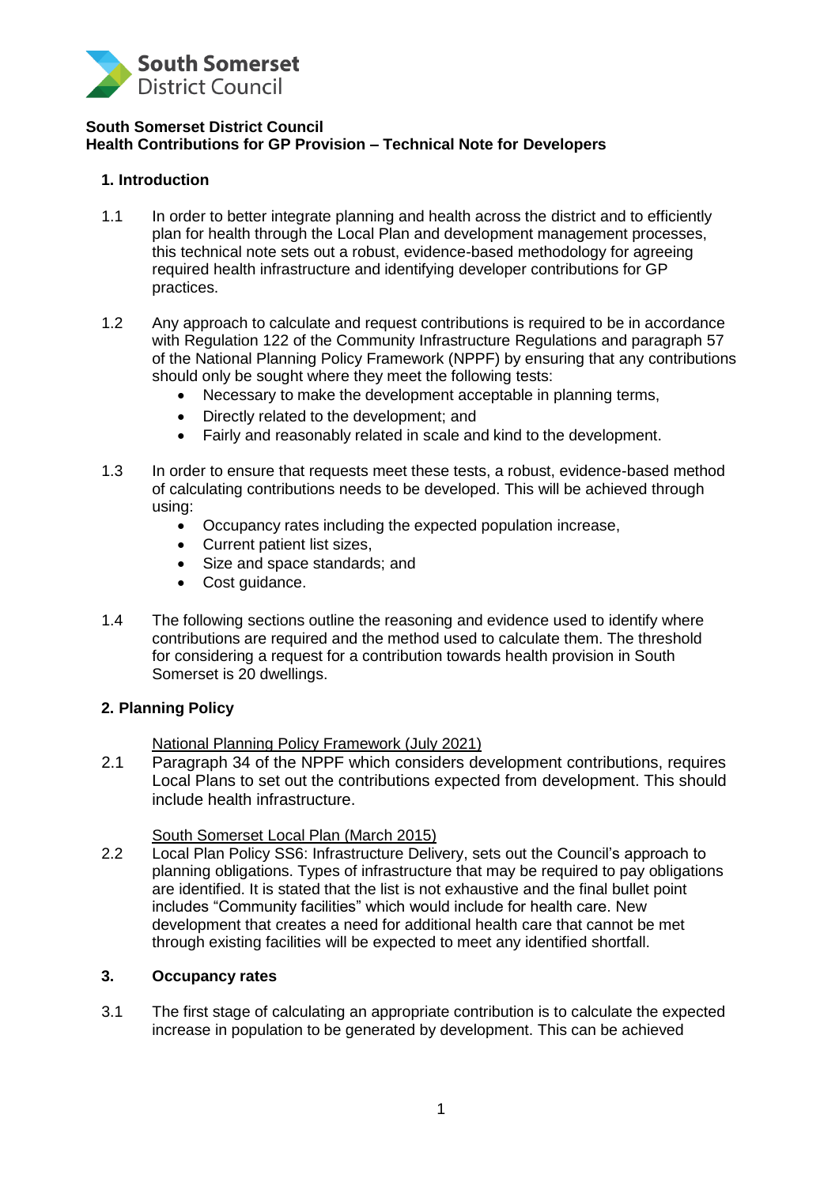**South Somerset District Council**
**Health Contributions for GP Provision – Technical Note for Developers**

## 1. Introduction

1.1 In order to better integrate planning and health across the district and to efficiently plan for health through the Local Plan and development management processes, this technical note sets out a robust, evidence-based methodology for agreeing required health infrastructure and identifying developer contributions for GP practices.

1.2 Any approach to calculate and request contributions is required to be in accordance with Regulation 122 of the Community Infrastructure Regulations and paragraph 57 of the National Planning Policy Framework (NPPF) by ensuring that any contributions should only be sought where they meet the following tests:

- Necessary to make the development acceptable in planning terms,
- Directly related to the development; and
- Fairly and reasonably related in scale and kind to the development.

1.3 In order to ensure that requests meet these tests, a robust, evidence-based method of calculating contributions needs to be developed. This will be achieved through using:

- Occupancy rates including the expected population increase,
- Current patient list sizes,
- Size and space standards; and
- Cost guidance.

1.4 The following sections outline the reasoning and evidence used to identify where contributions are required and the method used to calculate them. The threshold for considering a request for a contribution towards health provision in South Somerset is 20 dwellings.

## 2. Planning Policy

National Planning Policy Framework (July 2021)

2.1 Paragraph 34 of the NPPF which considers development contributions, requires Local Plans to set out the contributions expected from development. This should include health infrastructure.

South Somerset Local Plan (March 2015)

2.2 Local Plan Policy SS6: Infrastructure Delivery, sets out the Council's approach to planning obligations. Types of infrastructure that may be required to pay obligations are identified. It is stated that the list is not exhaustive and the final bullet point includes "Community facilities" which would include for health care. New development that creates a need for additional health care that cannot be met through existing facilities will be expected to meet any identified shortfall.

## 3. Occupancy rates

3.1 The first stage of calculating an appropriate contribution is to calculate the expected increase in population to be generated by development. This can be achieved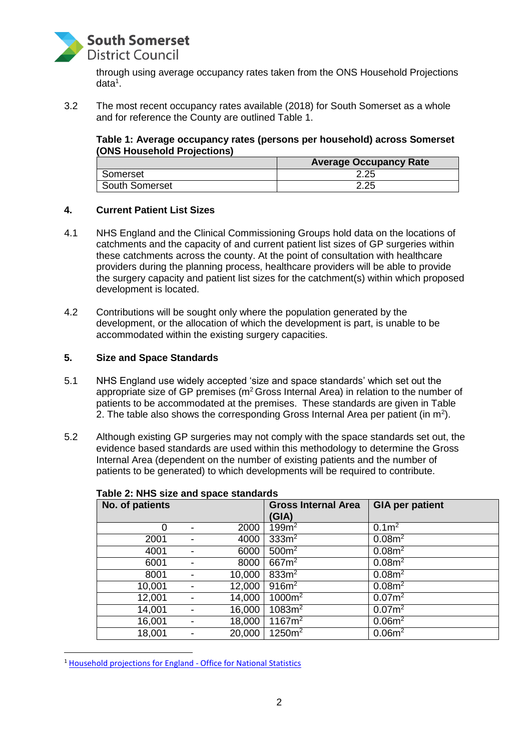through using average occupancy rates taken from the ONS Household Projections data[1].

3.2 The most recent occupancy rates available (2018) for South Somerset as a whole and for reference the County are outlined Table 1.

**Table 1: Average occupancy rates (persons per household) across Somerset (ONS Household Projections)**

| | Average Occupancy Rate |
|---|---|
| Somerset | 2.25 |
| South Somerset | 2.25 |

## 4. Current Patient List Sizes

4.1 NHS England and the Clinical Commissioning Groups hold data on the locations of catchments and the capacity of and current patient list sizes of GP surgeries within these catchments across the county. At the point of consultation with healthcare providers during the planning process, healthcare providers will be able to provide the surgery capacity and patient list sizes for the catchment(s) within which proposed development is located.

4.2 Contributions will be sought only where the population generated by the development, or the allocation of which the development is part, is unable to be accommodated within the existing surgery capacities.

## 5. Size and Space Standards

5.1 NHS England use widely accepted 'size and space standards' which set out the appropriate size of GP premises ($m^2$ Gross Internal Area) in relation to the number of patients to be accommodated at the premises. These standards are given in Table 2. The table also shows the corresponding Gross Internal Area per patient (in $m^2$).

5.2 Although existing GP surgeries may not comply with the space standards set out, the evidence based standards are used within this methodology to determine the Gross Internal Area (dependent on the number of existing patients and the number of patients to be generated) to which developments will be required to contribute.

**Table 2: NHS size and space standards**

| No. of patients | Gross Internal Area (GIA) | GIA per patient |
|---|---|---|
| 0 - 2000 | 199m² | 0.1m² |
| 2001 - 4000 | 333m² | 0.08m² |
| 4001 - 6000 | 500m² | 0.08m² |
| 6001 - 8000 | 667m² | 0.08m² |
| 8001 - 10,000 | 833m² | 0.08m² |
| 10,001 - 12,000 | 916m² | 0.08m² |
| 12,001 - 14,000 | 1000m² | 0.07m² |
| 14,001 - 16,000 | 1083m² | 0.07m² |
| 16,001 - 18,000 | 1167m² | 0.06m² |
| 18,001 - 20,000 | 1250m² | 0.06m² |

[1] Household projections for England - Office for National Statistics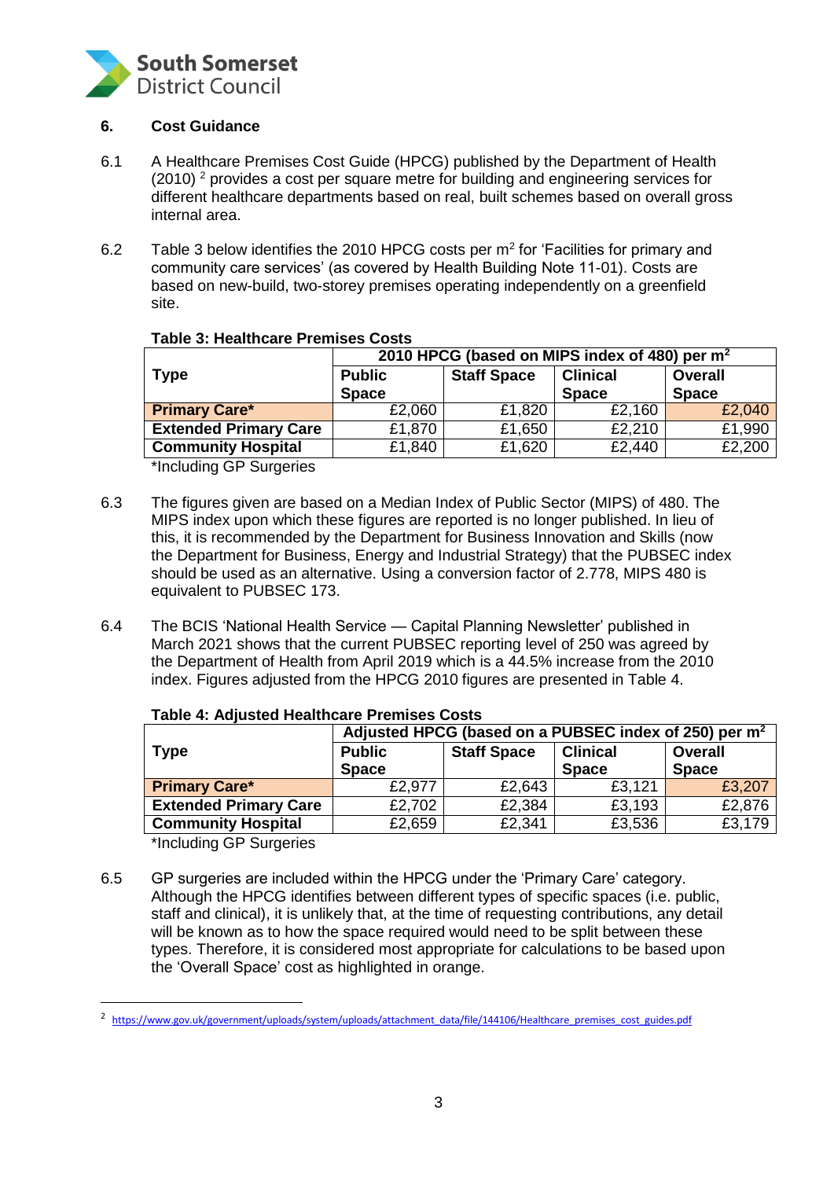## 6. Cost Guidance

6.1 A Healthcare Premises Cost Guide (HPCG) published by the Department of Health (2010) [2] provides a cost per square metre for building and engineering services for different healthcare departments based on real, built schemes based on overall gross internal area.

6.2 Table 3 below identifies the 2010 HPCG costs per m$^2$ for 'Facilities for primary and community care services' (as covered by Health Building Note 11-01). Costs are based on new-build, two-storey premises operating independently on a greenfield site.

**Table 3: Healthcare Premises Costs**

| Type | 2010 HPCG (based on MIPS index of 480) per m$^2$ | | | |
|---|---|---|---|---|
| | Public Space | Staff Space | Clinical Space | Overall Space |
| **Primary Care*** | £2,060 | £1,820 | £2,160 | £2,040 |
| **Extended Primary Care** | £1,870 | £1,650 | £2,210 | £1,990 |
| **Community Hospital** | £1,840 | £1,620 | £2,440 | £2,200 |

*Including GP Surgeries

6.3 The figures given are based on a Median Index of Public Sector (MIPS) of 480. The MIPS index upon which these figures are reported is no longer published. In lieu of this, it is recommended by the Department for Business Innovation and Skills (now the Department for Business, Energy and Industrial Strategy) that the PUBSEC index should be used as an alternative. Using a conversion factor of 2.778, MIPS 480 is equivalent to PUBSEC 173.

6.4 The BCIS 'National Health Service — Capital Planning Newsletter' published in March 2021 shows that the current PUBSEC reporting level of 250 was agreed by the Department of Health from April 2019 which is a 44.5% increase from the 2010 index. Figures adjusted from the HPCG 2010 figures are presented in Table 4.

**Table 4: Adjusted Healthcare Premises Costs**

| Type | Adjusted HPCG (based on a PUBSEC index of 250) per m$^2$ | | | |
|---|---|---|---|---|
| | Public Space | Staff Space | Clinical Space | Overall Space |
| **Primary Care*** | £2,977 | £2,643 | £3,121 | £3,207 |
| **Extended Primary Care** | £2,702 | £2,384 | £3,193 | £2,876 |
| **Community Hospital** | £2,659 | £2,341 | £3,536 | £3,179 |

*Including GP Surgeries

6.5 GP surgeries are included within the HPCG under the 'Primary Care' category. Although the HPCG identifies between different types of specific spaces (i.e. public, staff and clinical), it is unlikely that, at the time of requesting contributions, any detail will be known as to how the space required would need to be split between these types. Therefore, it is considered most appropriate for calculations to be based upon the 'Overall Space' cost as highlighted in orange.

---

[2] https://www.gov.uk/government/uploads/system/uploads/attachment_data/file/144106/Healthcare_premises_cost_guides.pdf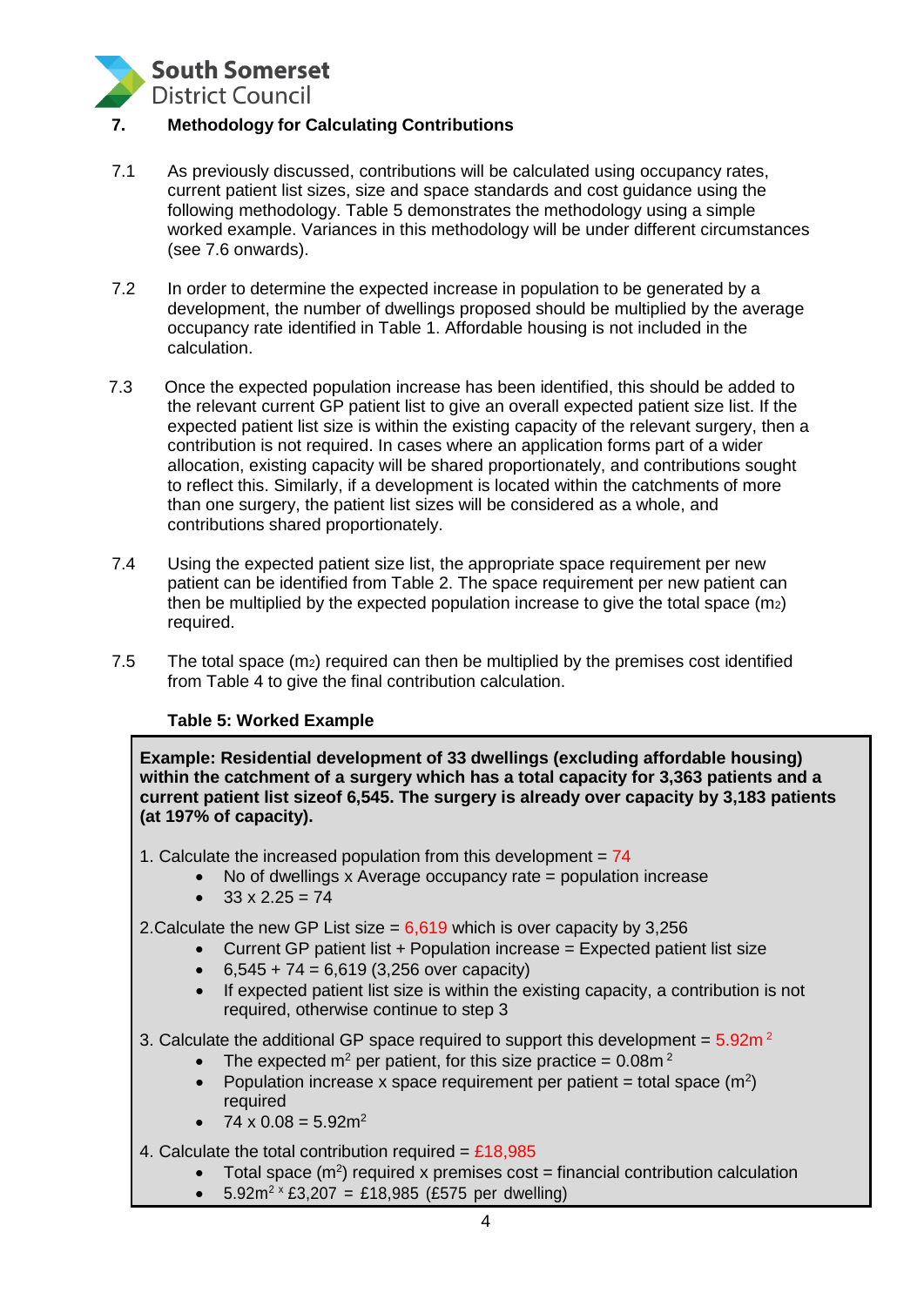## 7. Methodology for Calculating Contributions

7.1 As previously discussed, contributions will be calculated using occupancy rates, current patient list sizes, size and space standards and cost guidance using the following methodology. Table 5 demonstrates the methodology using a simple worked example. Variances in this methodology will be under different circumstances (see 7.6 onwards).

7.2 In order to determine the expected increase in population to be generated by a development, the number of dwellings proposed should be multiplied by the average occupancy rate identified in Table 1. Affordable housing is not included in the calculation.

7.3 Once the expected population increase has been identified, this should be added to the relevant current GP patient list to give an overall expected patient size list. If the expected patient list size is within the existing capacity of the relevant surgery, then a contribution is not required. In cases where an application forms part of a wider allocation, existing capacity will be shared proportionately, and contributions sought to reflect this. Similarly, if a development is located within the catchments of more than one surgery, the patient list sizes will be considered as a whole, and contributions shared proportionately.

7.4 Using the expected patient size list, the appropriate space requirement per new patient can be identified from Table 2. The space requirement per new patient can then be multiplied by the expected population increase to give the total space ($m_2$) required.

7.5 The total space ($m_2$) required can then be multiplied by the premises cost identified from Table 4 to give the final contribution calculation.

**Table 5: Worked Example**

**Example: Residential development of 33 dwellings (excluding affordable housing) within the catchment of a surgery which has a total capacity for 3,363 patients and a current patient list sizeof 6,545. The surgery is already over capacity by 3,183 patients (at 197% of capacity).**

1. Calculate the increased population from this development = 74
   - No of dwellings x Average occupancy rate = population increase
   - 33 x 2.25 = 74

2. Calculate the new GP List size = 6,619 which is over capacity by 3,256
   - Current GP patient list + Population increase = Expected patient list size
   - 6,545 + 74 = 6,619 (3,256 over capacity)
   - If expected patient list size is within the existing capacity, a contribution is not required, otherwise continue to step 3

3. Calculate the additional GP space required to support this development = 5.92$m^2$
   - The expected $m^2$ per patient, for this size practice = 0.08$m^2$
   - Population increase x space requirement per patient = total space ($m^2$) required
   - 74 x 0.08 = 5.92$m^2$

4. Calculate the total contribution required = £18,985
   - Total space ($m^2$) required x premises cost = financial contribution calculation
   - 5.92$m^2$ x £3,207 = £18,985 (£575 per dwelling)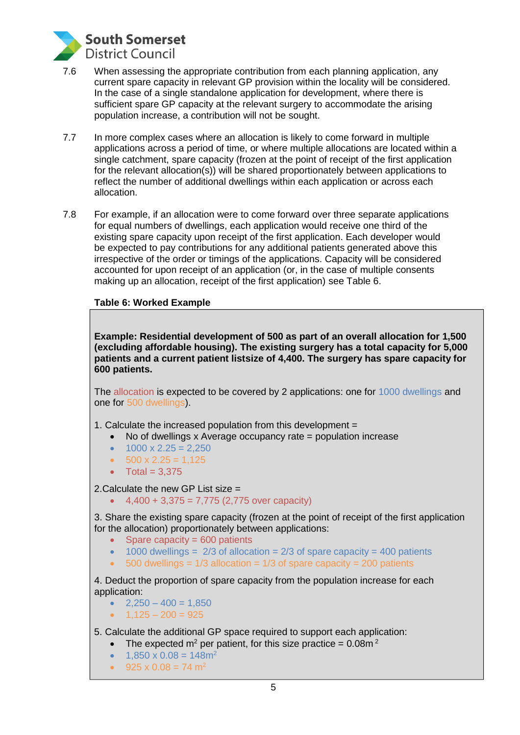7.6 When assessing the appropriate contribution from each planning application, any current spare capacity in relevant GP provision within the locality will be considered. In the case of a single standalone application for development, where there is sufficient spare GP capacity at the relevant surgery to accommodate the arising population increase, a contribution will not be sought.

7.7 In more complex cases where an allocation is likely to come forward in multiple applications across a period of time, or where multiple allocations are located within a single catchment, spare capacity (frozen at the point of receipt of the first application for the relevant allocation(s)) will be shared proportionately between applications to reflect the number of additional dwellings within each application or across each allocation.

7.8 For example, if an allocation were to come forward over three separate applications for equal numbers of dwellings, each application would receive one third of the existing spare capacity upon receipt of the first application. Each developer would be expected to pay contributions for any additional patients generated above this irrespective of the order or timings of the applications. Capacity will be considered accounted for upon receipt of an application (or, in the case of multiple consents making up an allocation, receipt of the first application) see Table 6.

**Table 6: Worked Example**

**Example: Residential development of 500 as part of an overall allocation for 1,500 (excluding affordable housing). The existing surgery has a total capacity for 5,000 patients and a current patient listsize of 4,400. The surgery has spare capacity for 600 patients.**

The allocation is expected to be covered by 2 applications: one for 1000 dwellings and one for 500 dwellings).

1. Calculate the increased population from this development =
   - No of dwellings x Average occupancy rate = population increase
   - 1000 x 2.25 = 2,250
   - 500 x 2.25 = 1,125
   - Total = 3,375

2.Calculate the new GP List size =
   - 4,400 + 3,375 = 7,775 (2,775 over capacity)

3. Share the existing spare capacity (frozen at the point of receipt of the first application for the allocation) proportionately between applications:
   - Spare capacity = 600 patients
   - 1000 dwellings = 2/3 of allocation = 2/3 of spare capacity = 400 patients
   - 500 dwellings = 1/3 allocation = 1/3 of spare capacity = 200 patients

4. Deduct the proportion of spare capacity from the population increase for each application:
   - 2,250 – 400 = 1,850
   - 1,125 – 200 = 925

5. Calculate the additional GP space required to support each application:
   - The expected $m^2$ per patient, for this size practice = $0.08m^2$
   - 1,850 x 0.08 = $148m^2$
   - 925 x 0.08 = $74\ m^2$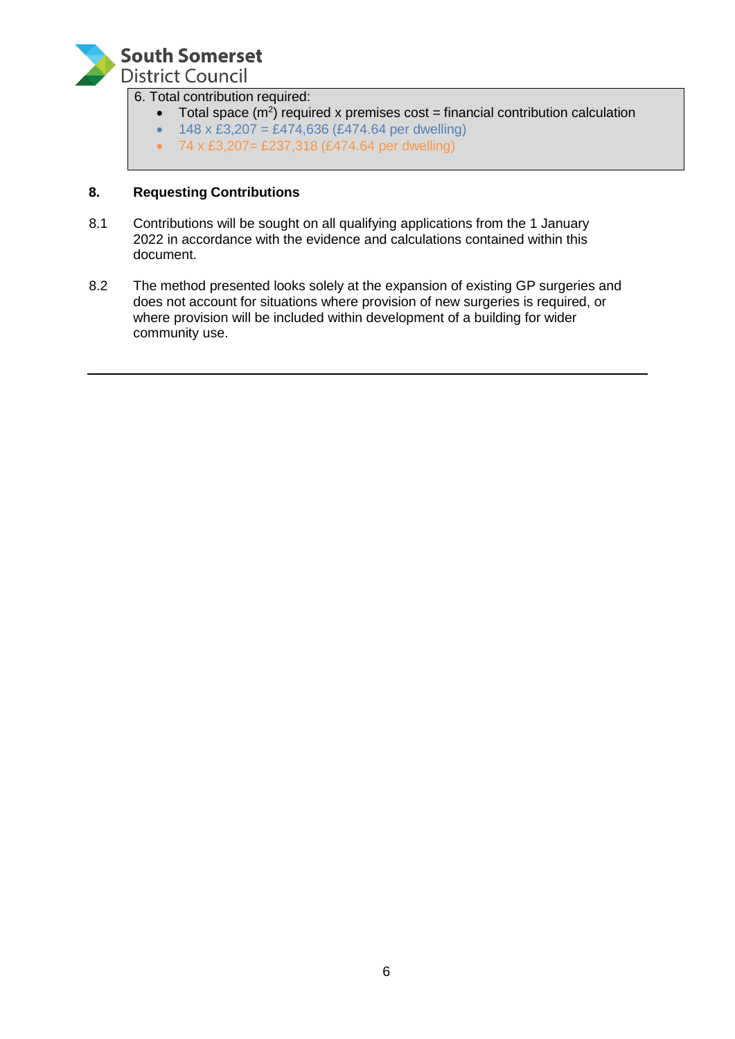6. Total contribution required:

- Total space ($m^2$) required x premises cost = financial contribution calculation
- 148 x £3,207 = £474,636 (£474.64 per dwelling)
- 74 x £3,207= £237,318 (£474.64 per dwelling)

## 8. Requesting Contributions

8.1 Contributions will be sought on all qualifying applications from the 1 January 2022 in accordance with the evidence and calculations contained within this document.

8.2 The method presented looks solely at the expansion of existing GP surgeries and does not account for situations where provision of new surgeries is required, or where provision will be included within development of a building for wider community use.